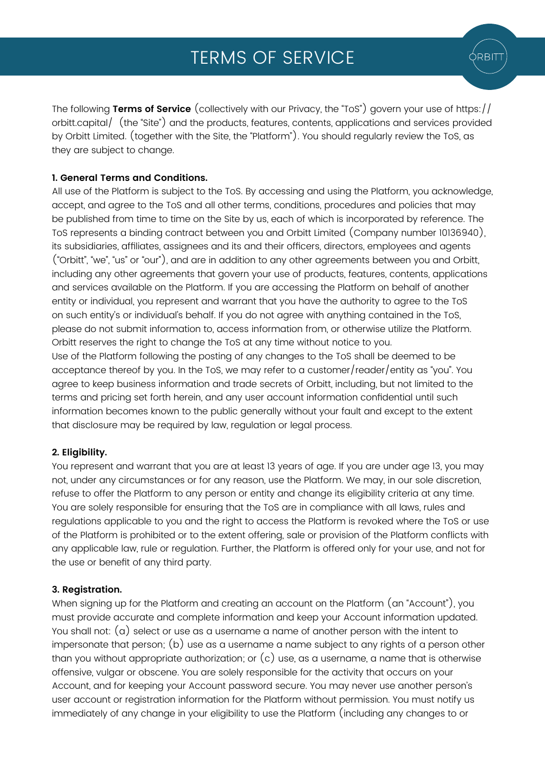# TERMS OF SERVICE

The following **Terms of Service** (collectively with our Privacy, the "ToS") govern your use of https://orbitt.capital/ (the "Site") and the products, features, contents, applications and services provided by Orbitt Limited. (together with the Site, the "Platform"). You should regularly review the ToS, as they are subject to change.

**1. General Terms and Conditions.**

All use of the Platform is subject to the ToS. By accessing and using the Platform, you acknowledge, accept, and agree to the ToS and all other terms, conditions, procedures and policies that may be published from time to time on the Site by us, each of which is incorporated by reference. The ToS represents a binding contract between you and Orbitt Limited (Company number 10136940), its subsidiaries, affiliates, assignees and its and their officers, directors, employees and agents ("Orbitt", "we", "us" or "our"), and are in addition to any other agreements between you and Orbitt, including any other agreements that govern your use of products, features, contents, applications and services available on the Platform. If you are accessing the Platform on behalf of another entity or individual, you represent and warrant that you have the authority to agree to the ToS on such entity's or individual's behalf. If you do not agree with anything contained in the ToS, please do not submit information to, access information from, or otherwise utilize the Platform. Orbitt reserves the right to change the ToS at any time without notice to you.

Use of the Platform following the posting of any changes to the ToS shall be deemed to be acceptance thereof by you. In the ToS, we may refer to a customer/reader/entity as "you". You agree to keep business information and trade secrets of Orbitt, including, but not limited to the terms and pricing set forth herein, and any user account information confidential until such information becomes known to the public generally without your fault and except to the extent that disclosure may be required by law, regulation or legal process.

**2. Eligibility.**

You represent and warrant that you are at least 13 years of age. If you are under age 13, you may not, under any circumstances or for any reason, use the Platform. We may, in our sole discretion, refuse to offer the Platform to any person or entity and change its eligibility criteria at any time. You are solely responsible for ensuring that the ToS are in compliance with all laws, rules and regulations applicable to you and the right to access the Platform is revoked where the ToS or use of the Platform is prohibited or to the extent offering, sale or provision of the Platform conflicts with any applicable law, rule or regulation. Further, the Platform is offered only for your use, and not for the use or benefit of any third party.

**3. Registration.**

When signing up for the Platform and creating an account on the Platform (an "Account"), you must provide accurate and complete information and keep your Account information updated. You shall not: (a) select or use as a username a name of another person with the intent to impersonate that person; (b) use as a username a name subject to any rights of a person other than you without appropriate authorization; or (c) use, as a username, a name that is otherwise offensive, vulgar or obscene. You are solely responsible for the activity that occurs on your Account, and for keeping your Account password secure. You may never use another person's user account or registration information for the Platform without permission. You must notify us immediately of any change in your eligibility to use the Platform (including any changes to or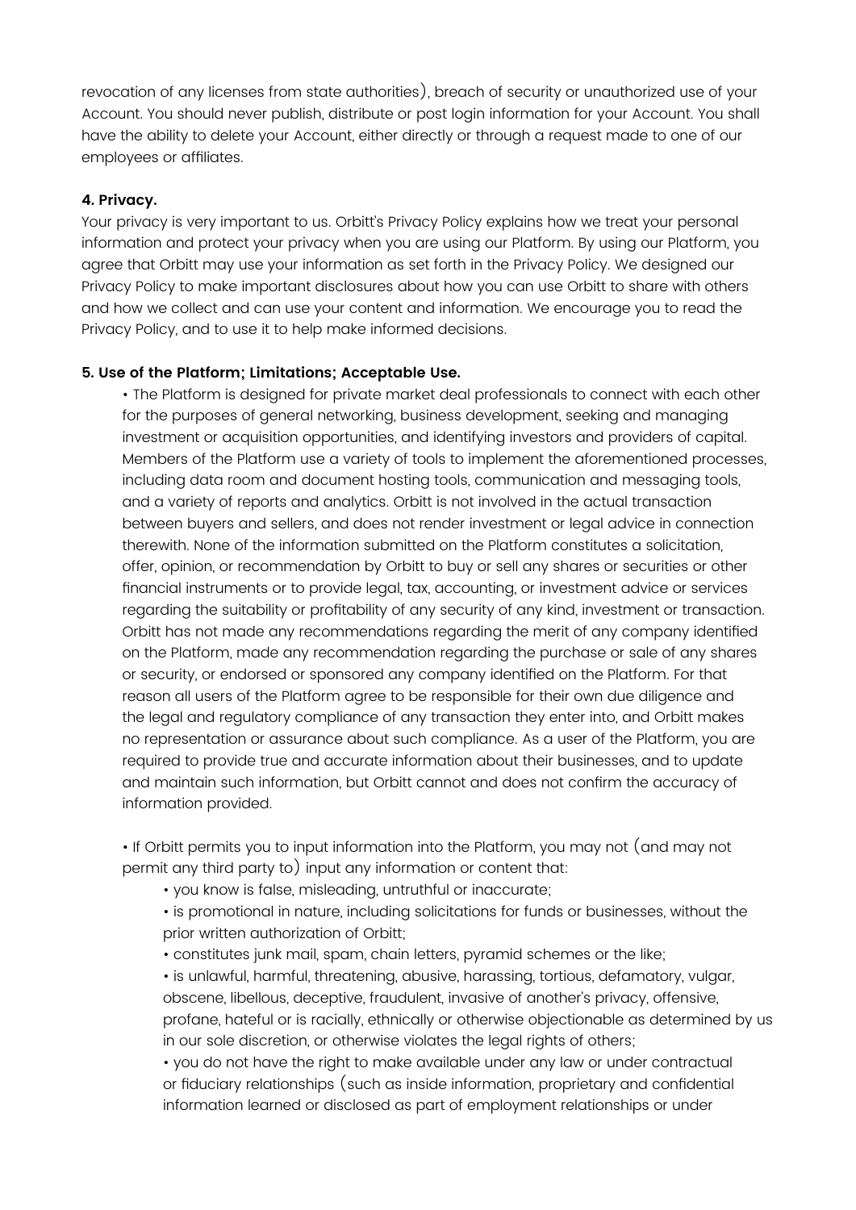revocation of any licenses from state authorities), breach of security or unauthorized use of your Account. You should never publish, distribute or post login information for your Account. You shall have the ability to delete your Account, either directly or through a request made to one of our employees or affiliates.

**4. Privacy.**

Your privacy is very important to us. Orbitt's Privacy Policy explains how we treat your personal information and protect your privacy when you are using our Platform. By using our Platform, you agree that Orbitt may use your information as set forth in the Privacy Policy. We designed our Privacy Policy to make important disclosures about how you can use Orbitt to share with others and how we collect and can use your content and information. We encourage you to read the Privacy Policy, and to use it to help make informed decisions.

**5. Use of the Platform; Limitations; Acceptable Use.**

- The Platform is designed for private market deal professionals to connect with each other for the purposes of general networking, business development, seeking and managing investment or acquisition opportunities, and identifying investors and providers of capital. Members of the Platform use a variety of tools to implement the aforementioned processes, including data room and document hosting tools, communication and messaging tools, and a variety of reports and analytics. Orbitt is not involved in the actual transaction between buyers and sellers, and does not render investment or legal advice in connection therewith. None of the information submitted on the Platform constitutes a solicitation, offer, opinion, or recommendation by Orbitt to buy or sell any shares or securities or other financial instruments or to provide legal, tax, accounting, or investment advice or services regarding the suitability or profitability of any security of any kind, investment or transaction. Orbitt has not made any recommendations regarding the merit of any company identified on the Platform, made any recommendation regarding the purchase or sale of any shares or security, or endorsed or sponsored any company identified on the Platform. For that reason all users of the Platform agree to be responsible for their own due diligence and the legal and regulatory compliance of any transaction they enter into, and Orbitt makes no representation or assurance about such compliance. As a user of the Platform, you are required to provide true and accurate information about their businesses, and to update and maintain such information, but Orbitt cannot and does not confirm the accuracy of information provided.

- If Orbitt permits you to input information into the Platform, you may not (and may not permit any third party to) input any information or content that:
  - you know is false, misleading, untruthful or inaccurate;
  - is promotional in nature, including solicitations for funds or businesses, without the prior written authorization of Orbitt;
  - constitutes junk mail, spam, chain letters, pyramid schemes or the like;
  - is unlawful, harmful, threatening, abusive, harassing, tortious, defamatory, vulgar, obscene, libellous, deceptive, fraudulent, invasive of another's privacy, offensive, profane, hateful or is racially, ethnically or otherwise objectionable as determined by us in our sole discretion, or otherwise violates the legal rights of others;
  - you do not have the right to make available under any law or under contractual or fiduciary relationships (such as inside information, proprietary and confidential information learned or disclosed as part of employment relationships or under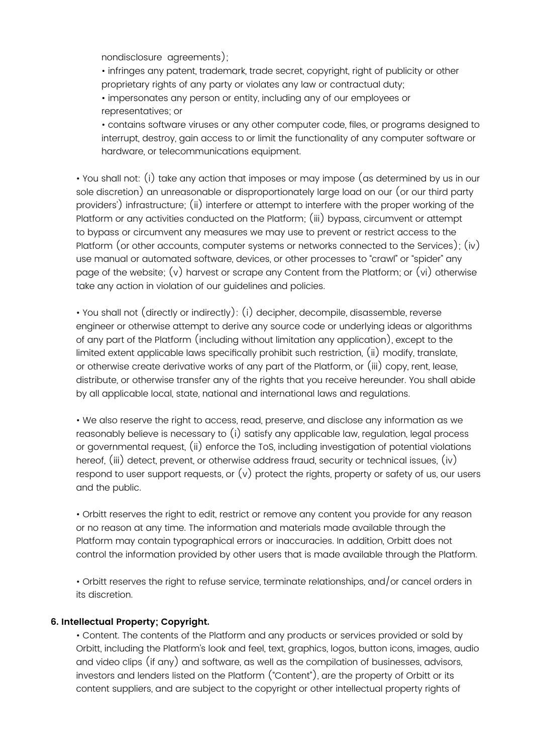nondisclosure agreements);
  - infringes any patent, trademark, trade secret, copyright, right of publicity or other proprietary rights of any party or violates any law or contractual duty;
  - impersonates any person or entity, including any of our employees or representatives; or
  - contains software viruses or any other computer code, files, or programs designed to interrupt, destroy, gain access to or limit the functionality of any computer software or hardware, or telecommunications equipment.

- You shall not: (i) take any action that imposes or may impose (as determined by us in our sole discretion) an unreasonable or disproportionately large load on our (or our third party providers') infrastructure; (ii) interfere or attempt to interfere with the proper working of the Platform or any activities conducted on the Platform; (iii) bypass, circumvent or attempt to bypass or circumvent any measures we may use to prevent or restrict access to the Platform (or other accounts, computer systems or networks connected to the Services); (iv) use manual or automated software, devices, or other processes to "crawl" or "spider" any page of the website; (v) harvest or scrape any Content from the Platform; or (vi) otherwise take any action in violation of our guidelines and policies.

- You shall not (directly or indirectly): (i) decipher, decompile, disassemble, reverse engineer or otherwise attempt to derive any source code or underlying ideas or algorithms of any part of the Platform (including without limitation any application), except to the limited extent applicable laws specifically prohibit such restriction, (ii) modify, translate, or otherwise create derivative works of any part of the Platform, or (iii) copy, rent, lease, distribute, or otherwise transfer any of the rights that you receive hereunder. You shall abide by all applicable local, state, national and international laws and regulations.

- We also reserve the right to access, read, preserve, and disclose any information as we reasonably believe is necessary to (i) satisfy any applicable law, regulation, legal process or governmental request, (ii) enforce the ToS, including investigation of potential violations hereof, (iii) detect, prevent, or otherwise address fraud, security or technical issues, (iv) respond to user support requests, or (v) protect the rights, property or safety of us, our users and the public.

- Orbitt reserves the right to edit, restrict or remove any content you provide for any reason or no reason at any time. The information and materials made available through the Platform may contain typographical errors or inaccuracies. In addition, Orbitt does not control the information provided by other users that is made available through the Platform.

- Orbitt reserves the right to refuse service, terminate relationships, and/or cancel orders in its discretion.

**6. Intellectual Property; Copyright.**

- Content. The contents of the Platform and any products or services provided or sold by Orbitt, including the Platform's look and feel, text, graphics, logos, button icons, images, audio and video clips (if any) and software, as well as the compilation of businesses, advisors, investors and lenders listed on the Platform ("Content"), are the property of Orbitt or its content suppliers, and are subject to the copyright or other intellectual property rights of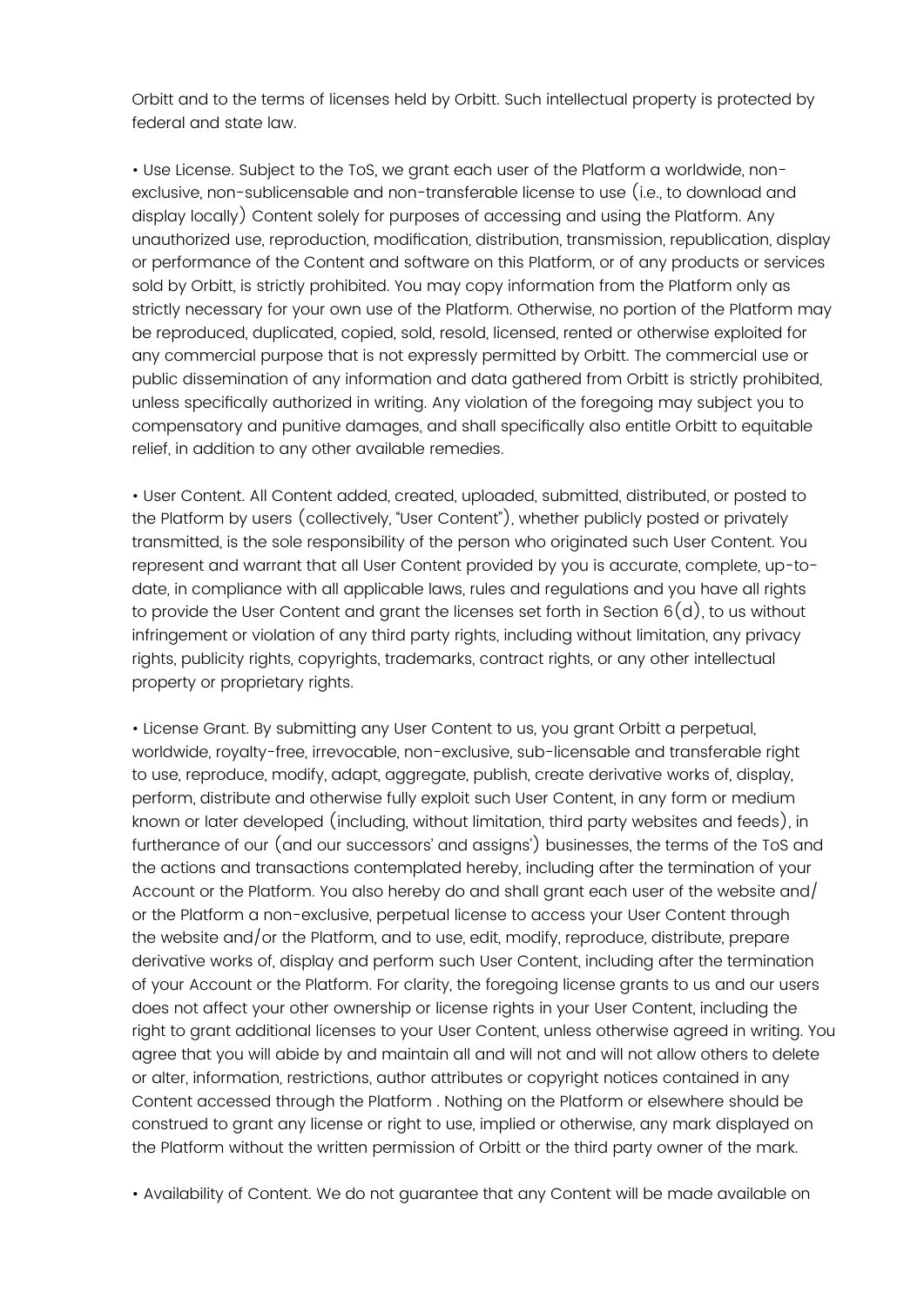Orbitt and to the terms of licenses held by Orbitt. Such intellectual property is protected by federal and state law.

• Use License. Subject to the ToS, we grant each user of the Platform a worldwide, non-exclusive, non-sublicensable and non-transferable license to use (i.e., to download and display locally) Content solely for purposes of accessing and using the Platform. Any unauthorized use, reproduction, modification, distribution, transmission, republication, display or performance of the Content and software on this Platform, or of any products or services sold by Orbitt, is strictly prohibited. You may copy information from the Platform only as strictly necessary for your own use of the Platform. Otherwise, no portion of the Platform may be reproduced, duplicated, copied, sold, resold, licensed, rented or otherwise exploited for any commercial purpose that is not expressly permitted by Orbitt. The commercial use or public dissemination of any information and data gathered from Orbitt is strictly prohibited, unless specifically authorized in writing. Any violation of the foregoing may subject you to compensatory and punitive damages, and shall specifically also entitle Orbitt to equitable relief, in addition to any other available remedies.

• User Content. All Content added, created, uploaded, submitted, distributed, or posted to the Platform by users (collectively, "User Content"), whether publicly posted or privately transmitted, is the sole responsibility of the person who originated such User Content. You represent and warrant that all User Content provided by you is accurate, complete, up-to-date, in compliance with all applicable laws, rules and regulations and you have all rights to provide the User Content and grant the licenses set forth in Section 6(d), to us without infringement or violation of any third party rights, including without limitation, any privacy rights, publicity rights, copyrights, trademarks, contract rights, or any other intellectual property or proprietary rights.

• License Grant. By submitting any User Content to us, you grant Orbitt a perpetual, worldwide, royalty-free, irrevocable, non-exclusive, sub-licensable and transferable right to use, reproduce, modify, adapt, aggregate, publish, create derivative works of, display, perform, distribute and otherwise fully exploit such User Content, in any form or medium known or later developed (including, without limitation, third party websites and feeds), in furtherance of our (and our successors' and assigns') businesses, the terms of the ToS and the actions and transactions contemplated hereby, including after the termination of your Account or the Platform. You also hereby do and shall grant each user of the website and/or the Platform a non-exclusive, perpetual license to access your User Content through the website and/or the Platform, and to use, edit, modify, reproduce, distribute, prepare derivative works of, display and perform such User Content, including after the termination of your Account or the Platform. For clarity, the foregoing license grants to us and our users does not affect your other ownership or license rights in your User Content, including the right to grant additional licenses to your User Content, unless otherwise agreed in writing. You agree that you will abide by and maintain all and will not and will not allow others to delete or alter, information, restrictions, author attributes or copyright notices contained in any Content accessed through the Platform . Nothing on the Platform or elsewhere should be construed to grant any license or right to use, implied or otherwise, any mark displayed on the Platform without the written permission of Orbitt or the third party owner of the mark.

• Availability of Content. We do not guarantee that any Content will be made available on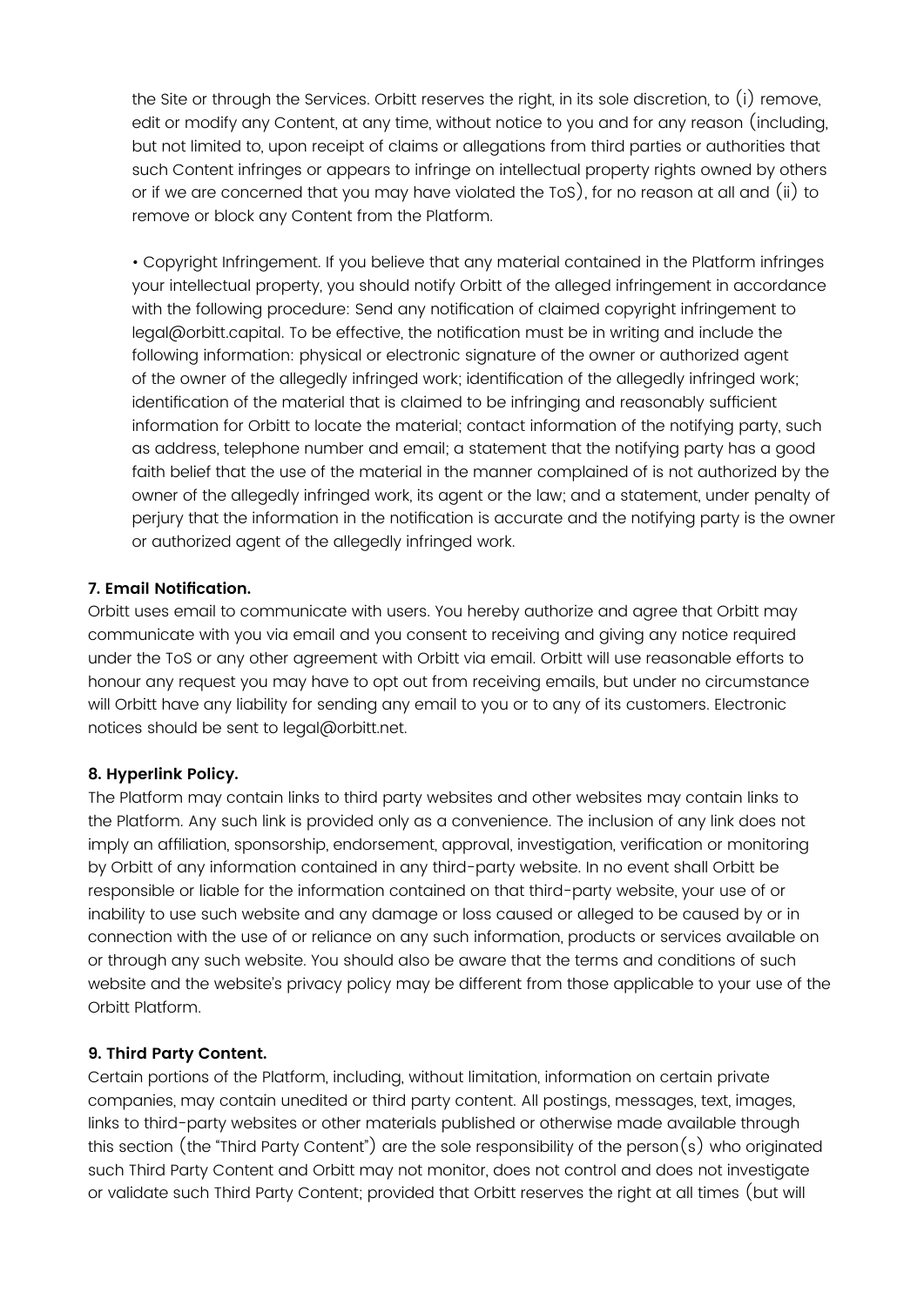the Site or through the Services. Orbitt reserves the right, in its sole discretion, to (i) remove, edit or modify any Content, at any time, without notice to you and for any reason (including, but not limited to, upon receipt of claims or allegations from third parties or authorities that such Content infringes or appears to infringe on intellectual property rights owned by others or if we are concerned that you may have violated the ToS), for no reason at all and (ii) to remove or block any Content from the Platform.

• Copyright Infringement. If you believe that any material contained in the Platform infringes your intellectual property, you should notify Orbitt of the alleged infringement in accordance with the following procedure: Send any notification of claimed copyright infringement to legal@orbitt.capital. To be effective, the notification must be in writing and include the following information: physical or electronic signature of the owner or authorized agent of the owner of the allegedly infringed work; identification of the allegedly infringed work; identification of the material that is claimed to be infringing and reasonably sufficient information for Orbitt to locate the material; contact information of the notifying party, such as address, telephone number and email; a statement that the notifying party has a good faith belief that the use of the material in the manner complained of is not authorized by the owner of the allegedly infringed work, its agent or the law; and a statement, under penalty of perjury that the information in the notification is accurate and the notifying party is the owner or authorized agent of the allegedly infringed work.

**7. Email Notification.**

Orbitt uses email to communicate with users. You hereby authorize and agree that Orbitt may communicate with you via email and you consent to receiving and giving any notice required under the ToS or any other agreement with Orbitt via email. Orbitt will use reasonable efforts to honour any request you may have to opt out from receiving emails, but under no circumstance will Orbitt have any liability for sending any email to you or to any of its customers. Electronic notices should be sent to legal@orbitt.net.

**8. Hyperlink Policy.**

The Platform may contain links to third party websites and other websites may contain links to the Platform. Any such link is provided only as a convenience. The inclusion of any link does not imply an affiliation, sponsorship, endorsement, approval, investigation, verification or monitoring by Orbitt of any information contained in any third-party website. In no event shall Orbitt be responsible or liable for the information contained on that third-party website, your use of or inability to use such website and any damage or loss caused or alleged to be caused by or in connection with the use of or reliance on any such information, products or services available on or through any such website. You should also be aware that the terms and conditions of such website and the website's privacy policy may be different from those applicable to your use of the Orbitt Platform.

**9. Third Party Content.**

Certain portions of the Platform, including, without limitation, information on certain private companies, may contain unedited or third party content. All postings, messages, text, images, links to third-party websites or other materials published or otherwise made available through this section (the "Third Party Content") are the sole responsibility of the person(s) who originated such Third Party Content and Orbitt may not monitor, does not control and does not investigate or validate such Third Party Content; provided that Orbitt reserves the right at all times (but will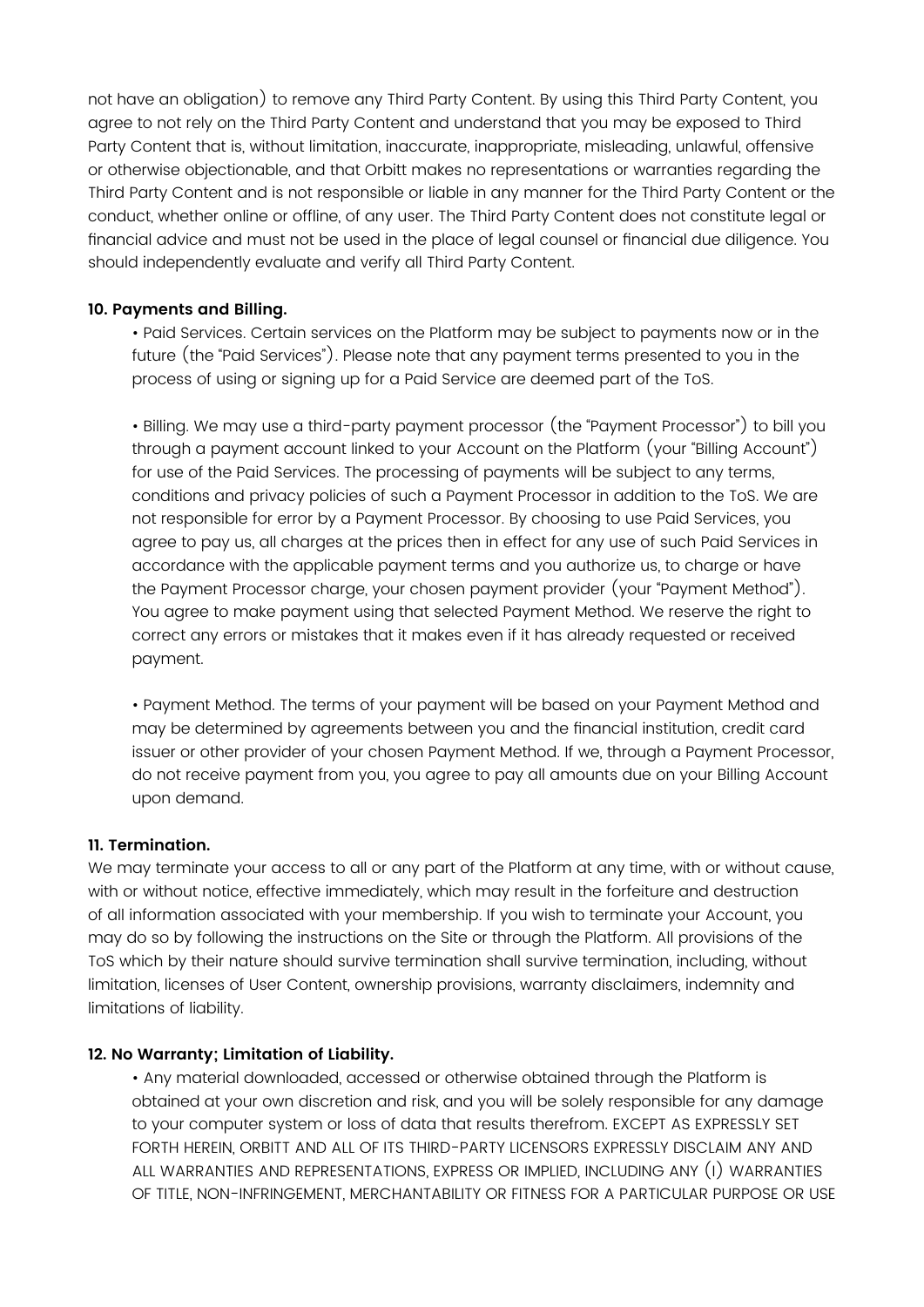not have an obligation) to remove any Third Party Content. By using this Third Party Content, you agree to not rely on the Third Party Content and understand that you may be exposed to Third Party Content that is, without limitation, inaccurate, inappropriate, misleading, unlawful, offensive or otherwise objectionable, and that Orbitt makes no representations or warranties regarding the Third Party Content and is not responsible or liable in any manner for the Third Party Content or the conduct, whether online or offline, of any user. The Third Party Content does not constitute legal or financial advice and must not be used in the place of legal counsel or financial due diligence. You should independently evaluate and verify all Third Party Content.

**10. Payments and Billing.**

- Paid Services. Certain services on the Platform may be subject to payments now or in the future (the "Paid Services"). Please note that any payment terms presented to you in the process of using or signing up for a Paid Service are deemed part of the ToS.

- Billing. We may use a third-party payment processor (the "Payment Processor") to bill you through a payment account linked to your Account on the Platform (your "Billing Account") for use of the Paid Services. The processing of payments will be subject to any terms, conditions and privacy policies of such a Payment Processor in addition to the ToS. We are not responsible for error by a Payment Processor. By choosing to use Paid Services, you agree to pay us, all charges at the prices then in effect for any use of such Paid Services in accordance with the applicable payment terms and you authorize us, to charge or have the Payment Processor charge, your chosen payment provider (your "Payment Method"). You agree to make payment using that selected Payment Method. We reserve the right to correct any errors or mistakes that it makes even if it has already requested or received payment.

- Payment Method. The terms of your payment will be based on your Payment Method and may be determined by agreements between you and the financial institution, credit card issuer or other provider of your chosen Payment Method. If we, through a Payment Processor, do not receive payment from you, you agree to pay all amounts due on your Billing Account upon demand.

**11. Termination.**

We may terminate your access to all or any part of the Platform at any time, with or without cause, with or without notice, effective immediately, which may result in the forfeiture and destruction of all information associated with your membership. If you wish to terminate your Account, you may do so by following the instructions on the Site or through the Platform. All provisions of the ToS which by their nature should survive termination shall survive termination, including, without limitation, licenses of User Content, ownership provisions, warranty disclaimers, indemnity and limitations of liability.

**12. No Warranty; Limitation of Liability.**

- Any material downloaded, accessed or otherwise obtained through the Platform is obtained at your own discretion and risk, and you will be solely responsible for any damage to your computer system or loss of data that results therefrom. EXCEPT AS EXPRESSLY SET FORTH HEREIN, ORBITT AND ALL OF ITS THIRD-PARTY LICENSORS EXPRESSLY DISCLAIM ANY AND ALL WARRANTIES AND REPRESENTATIONS, EXPRESS OR IMPLIED, INCLUDING ANY (I) WARRANTIES OF TITLE, NON-INFRINGEMENT, MERCHANTABILITY OR FITNESS FOR A PARTICULAR PURPOSE OR USE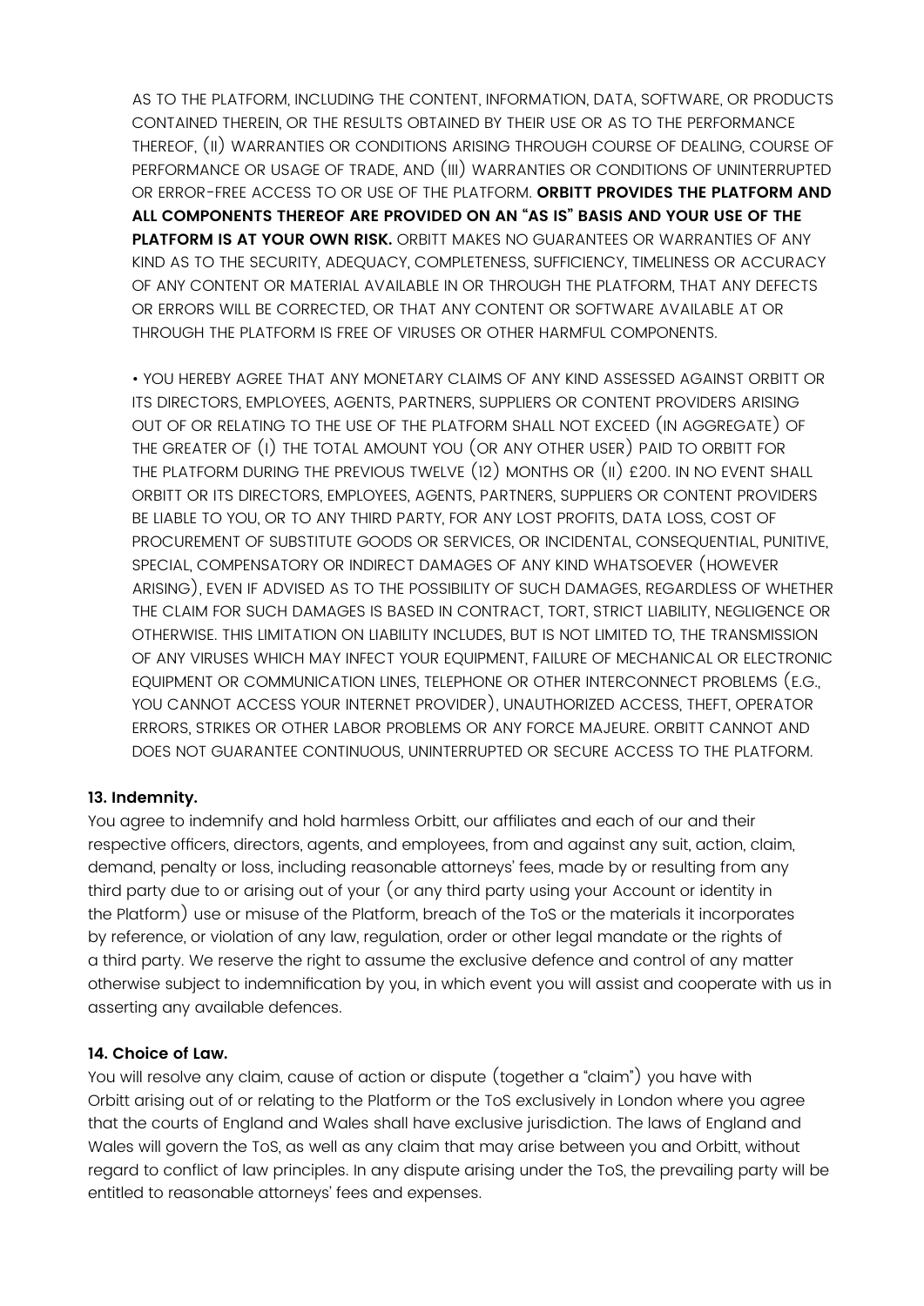AS TO THE PLATFORM, INCLUDING THE CONTENT, INFORMATION, DATA, SOFTWARE, OR PRODUCTS CONTAINED THEREIN, OR THE RESULTS OBTAINED BY THEIR USE OR AS TO THE PERFORMANCE THEREOF, (II) WARRANTIES OR CONDITIONS ARISING THROUGH COURSE OF DEALING, COURSE OF PERFORMANCE OR USAGE OF TRADE, AND (III) WARRANTIES OR CONDITIONS OF UNINTERRUPTED OR ERROR-FREE ACCESS TO OR USE OF THE PLATFORM. **ORBITT PROVIDES THE PLATFORM AND ALL COMPONENTS THEREOF ARE PROVIDED ON AN "AS IS" BASIS AND YOUR USE OF THE PLATFORM IS AT YOUR OWN RISK.** ORBITT MAKES NO GUARANTEES OR WARRANTIES OF ANY KIND AS TO THE SECURITY, ADEQUACY, COMPLETENESS, SUFFICIENCY, TIMELINESS OR ACCURACY OF ANY CONTENT OR MATERIAL AVAILABLE IN OR THROUGH THE PLATFORM, THAT ANY DEFECTS OR ERRORS WILL BE CORRECTED, OR THAT ANY CONTENT OR SOFTWARE AVAILABLE AT OR THROUGH THE PLATFORM IS FREE OF VIRUSES OR OTHER HARMFUL COMPONENTS.

- YOU HEREBY AGREE THAT ANY MONETARY CLAIMS OF ANY KIND ASSESSED AGAINST ORBITT OR ITS DIRECTORS, EMPLOYEES, AGENTS, PARTNERS, SUPPLIERS OR CONTENT PROVIDERS ARISING OUT OF OR RELATING TO THE USE OF THE PLATFORM SHALL NOT EXCEED (IN AGGREGATE) OF THE GREATER OF (I) THE TOTAL AMOUNT YOU (OR ANY OTHER USER) PAID TO ORBITT FOR THE PLATFORM DURING THE PREVIOUS TWELVE (12) MONTHS OR (II) £200. IN NO EVENT SHALL ORBITT OR ITS DIRECTORS, EMPLOYEES, AGENTS, PARTNERS, SUPPLIERS OR CONTENT PROVIDERS BE LIABLE TO YOU, OR TO ANY THIRD PARTY, FOR ANY LOST PROFITS, DATA LOSS, COST OF PROCUREMENT OF SUBSTITUTE GOODS OR SERVICES, OR INCIDENTAL, CONSEQUENTIAL, PUNITIVE, SPECIAL, COMPENSATORY OR INDIRECT DAMAGES OF ANY KIND WHATSOEVER (HOWEVER ARISING), EVEN IF ADVISED AS TO THE POSSIBILITY OF SUCH DAMAGES, REGARDLESS OF WHETHER THE CLAIM FOR SUCH DAMAGES IS BASED IN CONTRACT, TORT, STRICT LIABILITY, NEGLIGENCE OR OTHERWISE. THIS LIMITATION ON LIABILITY INCLUDES, BUT IS NOT LIMITED TO, THE TRANSMISSION OF ANY VIRUSES WHICH MAY INFECT YOUR EQUIPMENT, FAILURE OF MECHANICAL OR ELECTRONIC EQUIPMENT OR COMMUNICATION LINES, TELEPHONE OR OTHER INTERCONNECT PROBLEMS (E.G., YOU CANNOT ACCESS YOUR INTERNET PROVIDER), UNAUTHORIZED ACCESS, THEFT, OPERATOR ERRORS, STRIKES OR OTHER LABOR PROBLEMS OR ANY FORCE MAJEURE. ORBITT CANNOT AND DOES NOT GUARANTEE CONTINUOUS, UNINTERRUPTED OR SECURE ACCESS TO THE PLATFORM.

**13. Indemnity.**

You agree to indemnify and hold harmless Orbitt, our affiliates and each of our and their respective officers, directors, agents, and employees, from and against any suit, action, claim, demand, penalty or loss, including reasonable attorneys' fees, made by or resulting from any third party due to or arising out of your (or any third party using your Account or identity in the Platform) use or misuse of the Platform, breach of the ToS or the materials it incorporates by reference, or violation of any law, regulation, order or other legal mandate or the rights of a third party. We reserve the right to assume the exclusive defence and control of any matter otherwise subject to indemnification by you, in which event you will assist and cooperate with us in asserting any available defences.

**14. Choice of Law.**

You will resolve any claim, cause of action or dispute (together a "claim") you have with Orbitt arising out of or relating to the Platform or the ToS exclusively in London where you agree that the courts of England and Wales shall have exclusive jurisdiction. The laws of England and Wales will govern the ToS, as well as any claim that may arise between you and Orbitt, without regard to conflict of law principles. In any dispute arising under the ToS, the prevailing party will be entitled to reasonable attorneys' fees and expenses.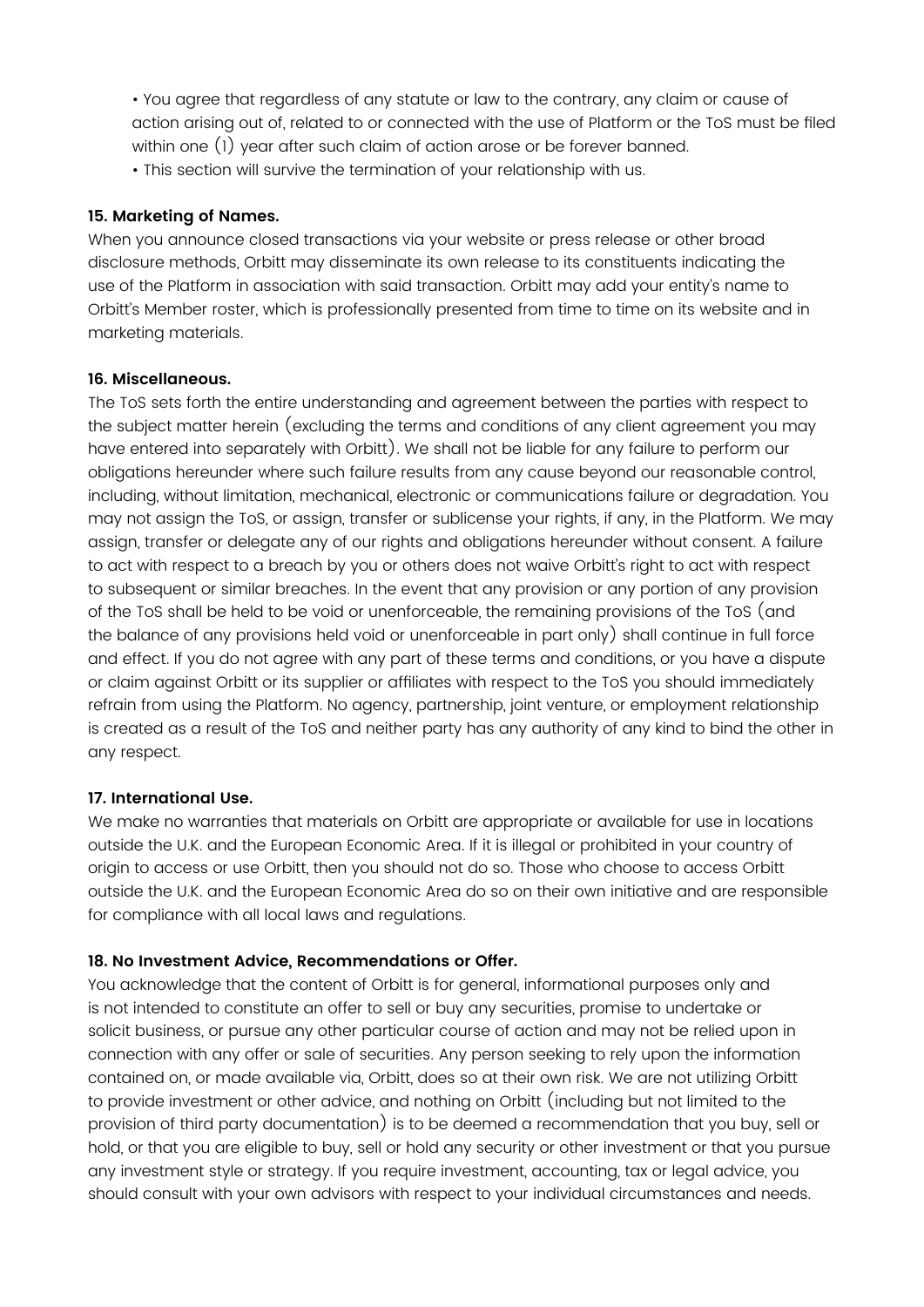- You agree that regardless of any statute or law to the contrary, any claim or cause of action arising out of, related to or connected with the use of Platform or the ToS must be filed within one (1) year after such claim of action arose or be forever banned.
- This section will survive the termination of your relationship with us.

**15. Marketing of Names.**

When you announce closed transactions via your website or press release or other broad disclosure methods, Orbitt may disseminate its own release to its constituents indicating the use of the Platform in association with said transaction. Orbitt may add your entity's name to Orbitt's Member roster, which is professionally presented from time to time on its website and in marketing materials.

**16. Miscellaneous.**

The ToS sets forth the entire understanding and agreement between the parties with respect to the subject matter herein (excluding the terms and conditions of any client agreement you may have entered into separately with Orbitt). We shall not be liable for any failure to perform our obligations hereunder where such failure results from any cause beyond our reasonable control, including, without limitation, mechanical, electronic or communications failure or degradation. You may not assign the ToS, or assign, transfer or sublicense your rights, if any, in the Platform. We may assign, transfer or delegate any of our rights and obligations hereunder without consent. A failure to act with respect to a breach by you or others does not waive Orbitt's right to act with respect to subsequent or similar breaches. In the event that any provision or any portion of any provision of the ToS shall be held to be void or unenforceable, the remaining provisions of the ToS (and the balance of any provisions held void or unenforceable in part only) shall continue in full force and effect. If you do not agree with any part of these terms and conditions, or you have a dispute or claim against Orbitt or its supplier or affiliates with respect to the ToS you should immediately refrain from using the Platform. No agency, partnership, joint venture, or employment relationship is created as a result of the ToS and neither party has any authority of any kind to bind the other in any respect.

**17. International Use.**

We make no warranties that materials on Orbitt are appropriate or available for use in locations outside the U.K. and the European Economic Area. If it is illegal or prohibited in your country of origin to access or use Orbitt, then you should not do so. Those who choose to access Orbitt outside the U.K. and the European Economic Area do so on their own initiative and are responsible for compliance with all local laws and regulations.

**18. No Investment Advice, Recommendations or Offer.**

You acknowledge that the content of Orbitt is for general, informational purposes only and is not intended to constitute an offer to sell or buy any securities, promise to undertake or solicit business, or pursue any other particular course of action and may not be relied upon in connection with any offer or sale of securities. Any person seeking to rely upon the information contained on, or made available via, Orbitt, does so at their own risk. We are not utilizing Orbitt to provide investment or other advice, and nothing on Orbitt (including but not limited to the provision of third party documentation) is to be deemed a recommendation that you buy, sell or hold, or that you are eligible to buy, sell or hold any security or other investment or that you pursue any investment style or strategy. If you require investment, accounting, tax or legal advice, you should consult with your own advisors with respect to your individual circumstances and needs.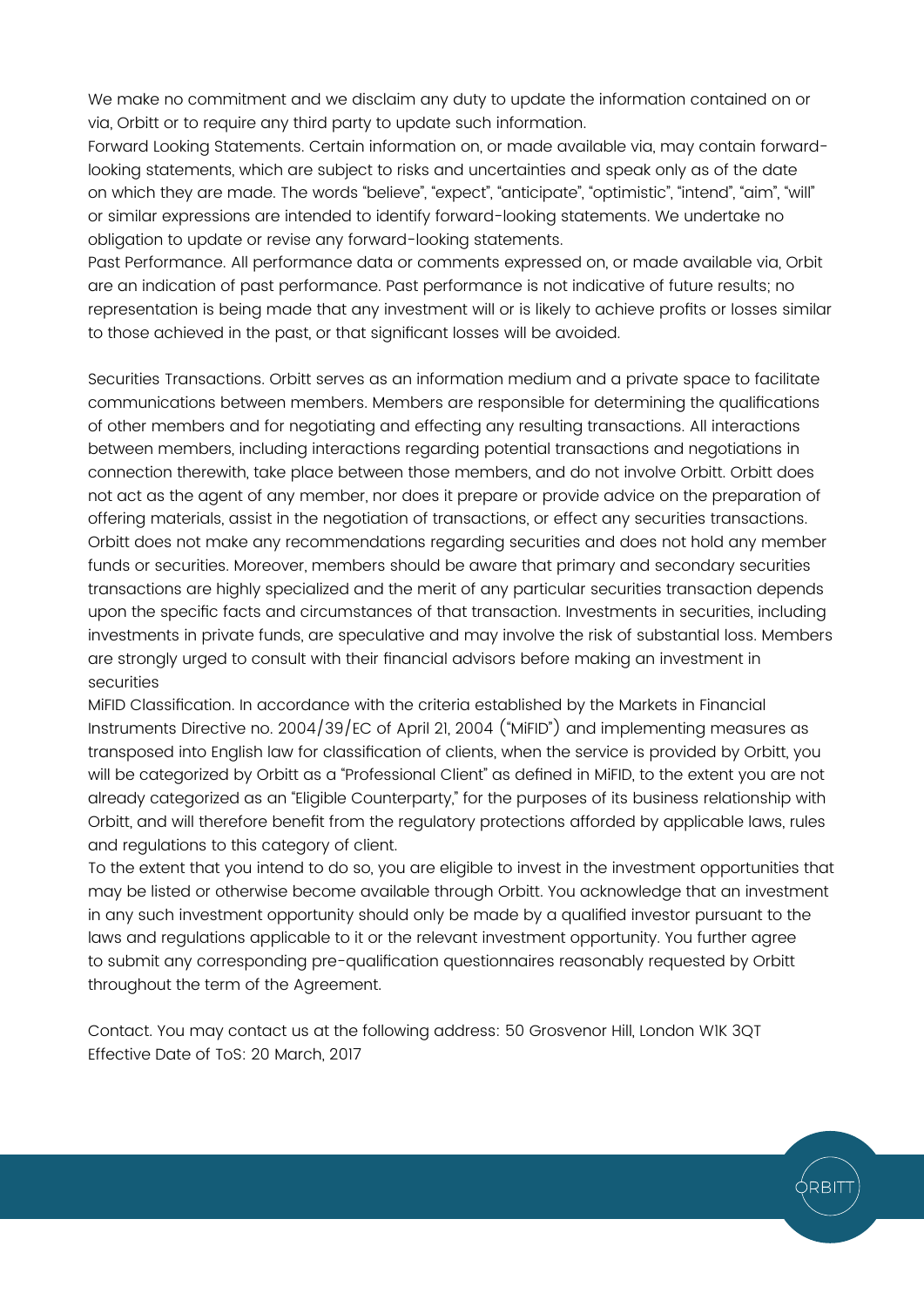We make no commitment and we disclaim any duty to update the information contained on or via, Orbitt or to require any third party to update such information.

Forward Looking Statements. Certain information on, or made available via, may contain forward-looking statements, which are subject to risks and uncertainties and speak only as of the date on which they are made. The words "believe", "expect", "anticipate", "optimistic", "intend", "aim", "will" or similar expressions are intended to identify forward-looking statements. We undertake no obligation to update or revise any forward-looking statements.

Past Performance. All performance data or comments expressed on, or made available via, Orbit are an indication of past performance. Past performance is not indicative of future results; no representation is being made that any investment will or is likely to achieve profits or losses similar to those achieved in the past, or that significant losses will be avoided.

Securities Transactions. Orbitt serves as an information medium and a private space to facilitate communications between members. Members are responsible for determining the qualifications of other members and for negotiating and effecting any resulting transactions. All interactions between members, including interactions regarding potential transactions and negotiations in connection therewith, take place between those members, and do not involve Orbitt. Orbitt does not act as the agent of any member, nor does it prepare or provide advice on the preparation of offering materials, assist in the negotiation of transactions, or effect any securities transactions. Orbitt does not make any recommendations regarding securities and does not hold any member funds or securities. Moreover, members should be aware that primary and secondary securities transactions are highly specialized and the merit of any particular securities transaction depends upon the specific facts and circumstances of that transaction. Investments in securities, including investments in private funds, are speculative and may involve the risk of substantial loss. Members are strongly urged to consult with their financial advisors before making an investment in securities

MiFID Classification. In accordance with the criteria established by the Markets in Financial Instruments Directive no. 2004/39/EC of April 21, 2004 ("MiFID") and implementing measures as transposed into English law for classification of clients, when the service is provided by Orbitt, you will be categorized by Orbitt as a "Professional Client" as defined in MiFID, to the extent you are not already categorized as an "Eligible Counterparty," for the purposes of its business relationship with Orbitt, and will therefore benefit from the regulatory protections afforded by applicable laws, rules and regulations to this category of client.

To the extent that you intend to do so, you are eligible to invest in the investment opportunities that may be listed or otherwise become available through Orbitt. You acknowledge that an investment in any such investment opportunity should only be made by a qualified investor pursuant to the laws and regulations applicable to it or the relevant investment opportunity. You further agree to submit any corresponding pre-qualification questionnaires reasonably requested by Orbitt throughout the term of the Agreement.

Contact. You may contact us at the following address: 50 Grosvenor Hill, London W1K 3QT

Effective Date of ToS: 20 March, 2017